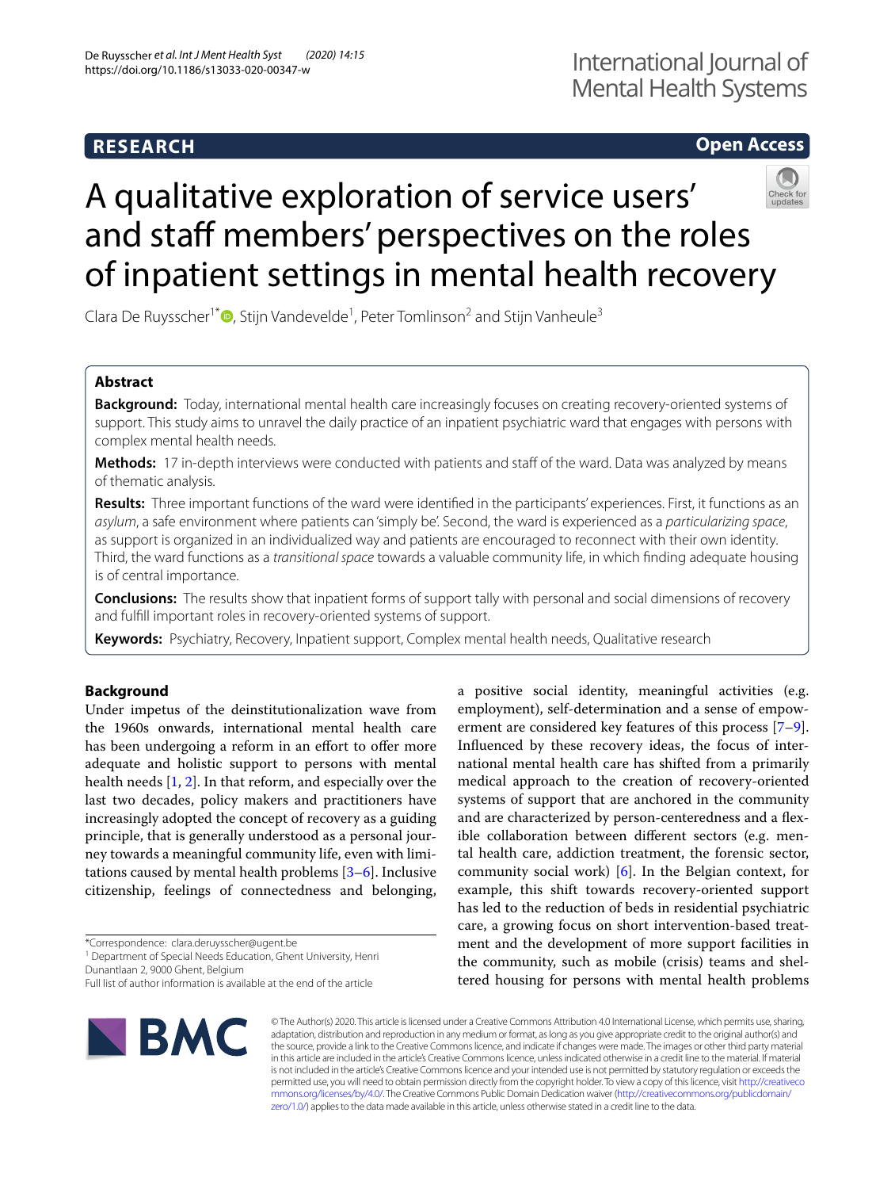RESEARCH

Open Access

# A qualitative exploration of service users' and staff members' perspectives on the roles of inpatient settings in mental health recovery

Clara De Ruysscher[1*], Stijn Vandevelde[1], Peter Tomlinson[2] and Stijn Vanheule[3]

## Abstract

**Background:** Today, international mental health care increasingly focuses on creating recovery-oriented systems of support. This study aims to unravel the daily practice of an inpatient psychiatric ward that engages with persons with complex mental health needs.

**Methods:** 17 in-depth interviews were conducted with patients and staff of the ward. Data was analyzed by means of thematic analysis.

**Results:** Three important functions of the ward were identified in the participants' experiences. First, it functions as an *asylum*, a safe environment where patients can 'simply be'. Second, the ward is experienced as a *particularizing space*, as support is organized in an individualized way and patients are encouraged to reconnect with their own identity. Third, the ward functions as a *transitional space* towards a valuable community life, in which finding adequate housing is of central importance.

**Conclusions:** The results show that inpatient forms of support tally with personal and social dimensions of recovery and fulfill important roles in recovery-oriented systems of support.

**Keywords:** Psychiatry, Recovery, Inpatient support, Complex mental health needs, Qualitative research

## Background

Under impetus of the deinstitutionalization wave from the 1960s onwards, international mental health care has been undergoing a reform in an effort to offer more adequate and holistic support to persons with mental health needs [1, 2]. In that reform, and especially over the last two decades, policy makers and practitioners have increasingly adopted the concept of recovery as a guiding principle, that is generally understood as a personal journey towards a meaningful community life, even with limitations caused by mental health problems [3–6]. Inclusive citizenship, feelings of connectedness and belonging, a positive social identity, meaningful activities (e.g. employment), self-determination and a sense of empowerment are considered key features of this process [7–9]. Influenced by these recovery ideas, the focus of international mental health care has shifted from a primarily medical approach to the creation of recovery-oriented systems of support that are anchored in the community and are characterized by person-centeredness and a flexible collaboration between different sectors (e.g. mental health care, addiction treatment, the forensic sector, community social work) [6]. In the Belgian context, for example, this shift towards recovery-oriented support has led to the reduction of beds in residential psychiatric care, a growing focus on short intervention-based treatment and the development of more support facilities in the community, such as mobile (crisis) teams and sheltered housing for persons with mental health problems

*Correspondence: clara.deruysscher@ugent.be
[1] Department of Special Needs Education, Ghent University, Henri Dunantlaan 2, 9000 Ghent, Belgium
Full list of author information is available at the end of the article

© The Author(s) 2020. This article is licensed under a Creative Commons Attribution 4.0 International License, which permits use, sharing, adaptation, distribution and reproduction in any medium or format, as long as you give appropriate credit to the original author(s) and the source, provide a link to the Creative Commons licence, and indicate if changes were made. The images or other third party material in this article are included in the article's Creative Commons licence, unless indicated otherwise in a credit line to the material. If material is not included in the article's Creative Commons licence and your intended use is not permitted by statutory regulation or exceeds the permitted use, you will need to obtain permission directly from the copyright holder. To view a copy of this licence, visit http://creativecommons.org/licenses/by/4.0/. The Creative Commons Public Domain Dedication waiver (http://creativecommons.org/publicdomain/zero/1.0/) applies to the data made available in this article, unless otherwise stated in a credit line to the data.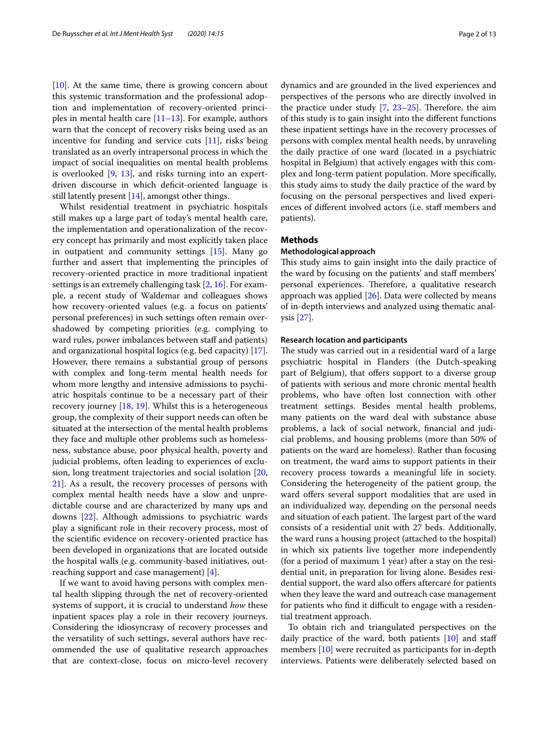[10]. At the same time, there is growing concern about this systemic transformation and the professional adoption and implementation of recovery-oriented principles in mental health care [11–13]. For example, authors warn that the concept of recovery risks being used as an incentive for funding and service cuts [11], risks being translated as an overly intrapersonal process in which the impact of social inequalities on mental health problems is overlooked [9, 13], and risks turning into an expert-driven discourse in which deficit-oriented language is still latently present [14], amongst other things.

Whilst residential treatment in psychiatric hospitals still makes up a large part of today's mental health care, the implementation and operationalization of the recovery concept has primarily and most explicitly taken place in outpatient and community settings [15]. Many go further and assert that implementing the principles of recovery-oriented practice in more traditional inpatient settings is an extremely challenging task [2, 16]. For example, a recent study of Waldemar and colleagues shows how recovery-oriented values (e.g. a focus on patients' personal preferences) in such settings often remain overshadowed by competing priorities (e.g. complying to ward rules, power imbalances between staff and patients) and organizational hospital logics (e.g. bed capacity) [17]. However, there remains a substantial group of persons with complex and long-term mental health needs for whom more lengthy and intensive admissions to psychiatric hospitals continue to be a necessary part of their recovery journey [18, 19]. Whilst this is a heterogeneous group, the complexity of their support needs can often be situated at the intersection of the mental health problems they face and multiple other problems such as homelessness, substance abuse, poor physical health, poverty and judicial problems, often leading to experiences of exclusion, long treatment trajectories and social isolation [20, 21]. As a result, the recovery processes of persons with complex mental health needs have a slow and unpredictable course and are characterized by many ups and downs [22]. Although admissions to psychiatric wards play a significant role in their recovery process, most of the scientific evidence on recovery-oriented practice has been developed in organizations that are located outside the hospital walls (e.g. community-based initiatives, outreaching support and case management) [4].

If we want to avoid having persons with complex mental health slipping through the net of recovery-oriented systems of support, it is crucial to understand *how* these inpatient spaces play a role in their recovery journeys. Considering the idiosyncrasy of recovery processes and the versatility of such settings, several authors have recommended the use of qualitative research approaches that are context-close, focus on micro-level recovery dynamics and are grounded in the lived experiences and perspectives of the persons who are directly involved in the practice under study [7, 23–25]. Therefore, the aim of this study is to gain insight into the different functions these inpatient settings have in the recovery processes of persons with complex mental health needs, by unraveling the daily practice of one ward (located in a psychiatric hospital in Belgium) that actively engages with this complex and long-term patient population. More specifically, this study aims to study the daily practice of the ward by focusing on the personal perspectives and lived experiences of different involved actors (i.e. staff members and patients).

## Methods

### Methodological approach

This study aims to gain insight into the daily practice of the ward by focusing on the patients' and staff members' personal experiences. Therefore, a qualitative research approach was applied [26]. Data were collected by means of in-depth interviews and analyzed using thematic analysis [27].

### Research location and participants

The study was carried out in a residential ward of a large psychiatric hospital in Flanders (the Dutch-speaking part of Belgium), that offers support to a diverse group of patients with serious and more chronic mental health problems, who have often lost connection with other treatment settings. Besides mental health problems, many patients on the ward deal with substance abuse problems, a lack of social network, financial and judicial problems, and housing problems (more than 50% of patients on the ward are homeless). Rather than focusing on treatment, the ward aims to support patients in their recovery process towards a meaningful life in society. Considering the heterogeneity of the patient group, the ward offers several support modalities that are used in an individualized way, depending on the personal needs and situation of each patient. The largest part of the ward consists of a residential unit with 27 beds. Additionally, the ward runs a housing project (attached to the hospital) in which six patients live together more independently (for a period of maximum 1 year) after a stay on the residential unit, in preparation for living alone. Besides residential support, the ward also offers aftercare for patients when they leave the ward and outreach case management for patients who find it difficult to engage with a residential treatment approach.

To obtain rich and triangulated perspectives on the daily practice of the ward, both patients [10] and staff members [10] were recruited as participants for in-depth interviews. Patients were deliberately selected based on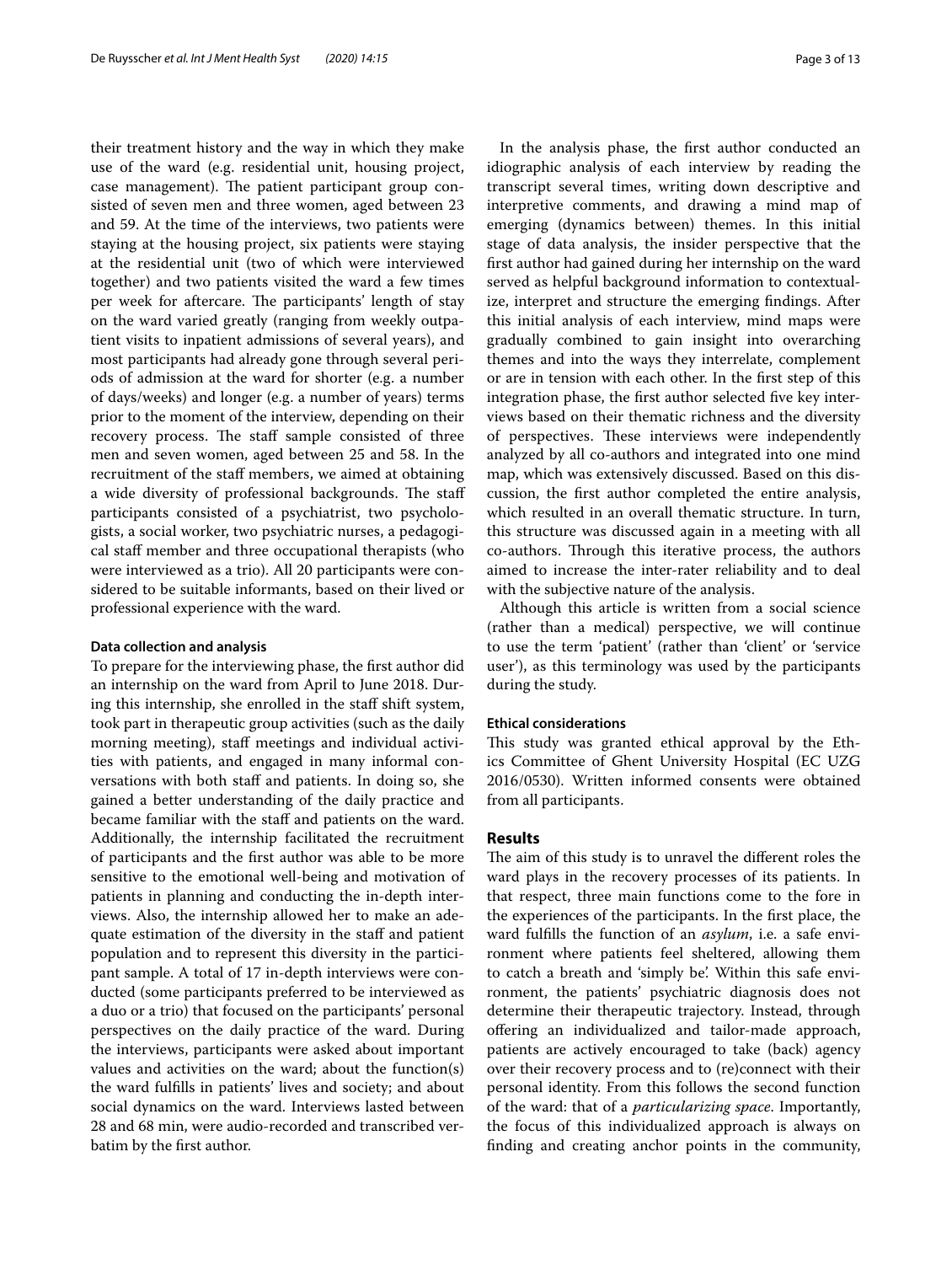their treatment history and the way in which they make use of the ward (e.g. residential unit, housing project, case management). The patient participant group consisted of seven men and three women, aged between 23 and 59. At the time of the interviews, two patients were staying at the housing project, six patients were staying at the residential unit (two of which were interviewed together) and two patients visited the ward a few times per week for aftercare. The participants' length of stay on the ward varied greatly (ranging from weekly outpatient visits to inpatient admissions of several years), and most participants had already gone through several periods of admission at the ward for shorter (e.g. a number of days/weeks) and longer (e.g. a number of years) terms prior to the moment of the interview, depending on their recovery process. The staff sample consisted of three men and seven women, aged between 25 and 58. In the recruitment of the staff members, we aimed at obtaining a wide diversity of professional backgrounds. The staff participants consisted of a psychiatrist, two psychologists, a social worker, two psychiatric nurses, a pedagogical staff member and three occupational therapists (who were interviewed as a trio). All 20 participants were considered to be suitable informants, based on their lived or professional experience with the ward.

#### Data collection and analysis

To prepare for the interviewing phase, the first author did an internship on the ward from April to June 2018. During this internship, she enrolled in the staff shift system, took part in therapeutic group activities (such as the daily morning meeting), staff meetings and individual activities with patients, and engaged in many informal conversations with both staff and patients. In doing so, she gained a better understanding of the daily practice and became familiar with the staff and patients on the ward. Additionally, the internship facilitated the recruitment of participants and the first author was able to be more sensitive to the emotional well-being and motivation of patients in planning and conducting the in-depth interviews. Also, the internship allowed her to make an adequate estimation of the diversity in the staff and patient population and to represent this diversity in the participant sample. A total of 17 in-depth interviews were conducted (some participants preferred to be interviewed as a duo or a trio) that focused on the participants' personal perspectives on the daily practice of the ward. During the interviews, participants were asked about important values and activities on the ward; about the function(s) the ward fulfills in patients' lives and society; and about social dynamics on the ward. Interviews lasted between 28 and 68 min, were audio-recorded and transcribed verbatim by the first author.

In the analysis phase, the first author conducted an idiographic analysis of each interview by reading the transcript several times, writing down descriptive and interpretive comments, and drawing a mind map of emerging (dynamics between) themes. In this initial stage of data analysis, the insider perspective that the first author had gained during her internship on the ward served as helpful background information to contextualize, interpret and structure the emerging findings. After this initial analysis of each interview, mind maps were gradually combined to gain insight into overarching themes and into the ways they interrelate, complement or are in tension with each other. In the first step of this integration phase, the first author selected five key interviews based on their thematic richness and the diversity of perspectives. These interviews were independently analyzed by all co-authors and integrated into one mind map, which was extensively discussed. Based on this discussion, the first author completed the entire analysis, which resulted in an overall thematic structure. In turn, this structure was discussed again in a meeting with all co-authors. Through this iterative process, the authors aimed to increase the inter-rater reliability and to deal with the subjective nature of the analysis.

Although this article is written from a social science (rather than a medical) perspective, we will continue to use the term 'patient' (rather than 'client' or 'service user'), as this terminology was used by the participants during the study.

#### Ethical considerations

This study was granted ethical approval by the Ethics Committee of Ghent University Hospital (EC UZG 2016/0530). Written informed consents were obtained from all participants.

## Results

The aim of this study is to unravel the different roles the ward plays in the recovery processes of its patients. In that respect, three main functions come to the fore in the experiences of the participants. In the first place, the ward fulfills the function of an *asylum*, i.e. a safe environment where patients feel sheltered, allowing them to catch a breath and 'simply be'. Within this safe environment, the patients' psychiatric diagnosis does not determine their therapeutic trajectory. Instead, through offering an individualized and tailor-made approach, patients are actively encouraged to take (back) agency over their recovery process and to (re)connect with their personal identity. From this follows the second function of the ward: that of a *particularizing space*. Importantly, the focus of this individualized approach is always on finding and creating anchor points in the community,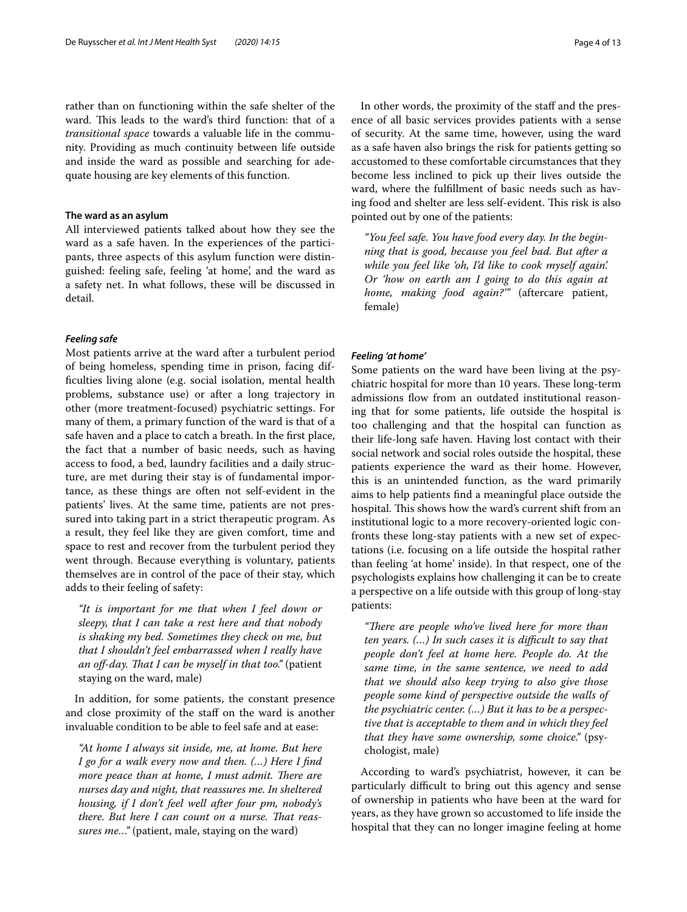rather than on functioning within the safe shelter of the ward. This leads to the ward's third function: that of a *transitional space* towards a valuable life in the community. Providing as much continuity between life outside and inside the ward as possible and searching for adequate housing are key elements of this function.

### The ward as an asylum

All interviewed patients talked about how they see the ward as a safe haven. In the experiences of the participants, three aspects of this asylum function were distinguished: feeling safe, feeling 'at home', and the ward as a safety net. In what follows, these will be discussed in detail.

#### *Feeling safe*

Most patients arrive at the ward after a turbulent period of being homeless, spending time in prison, facing difficulties living alone (e.g. social isolation, mental health problems, substance use) or after a long trajectory in other (more treatment-focused) psychiatric settings. For many of them, a primary function of the ward is that of a safe haven and a place to catch a breath. In the first place, the fact that a number of basic needs, such as having access to food, a bed, laundry facilities and a daily structure, are met during their stay is of fundamental importance, as these things are often not self-evident in the patients' lives. At the same time, patients are not pressured into taking part in a strict therapeutic program. As a result, they feel like they are given comfort, time and space to rest and recover from the turbulent period they went through. Because everything is voluntary, patients themselves are in control of the pace of their stay, which adds to their feeling of safety:

> *"It is important for me that when I feel down or sleepy, that I can take a rest here and that nobody is shaking my bed. Sometimes they check on me, but that I shouldn't feel embarrassed when I really have an off-day. That I can be myself in that too."* (patient staying on the ward, male)

In addition, for some patients, the constant presence and close proximity of the staff on the ward is another invaluable condition to be able to feel safe and at ease:

> *"At home I always sit inside, me, at home. But here I go for a walk every now and then. (…) Here I find more peace than at home, I must admit. There are nurses day and night, that reassures me. In sheltered housing, if I don't feel well after four pm, nobody's there. But here I can count on a nurse. That reassures me…"* (patient, male, staying on the ward)

In other words, the proximity of the staff and the presence of all basic services provides patients with a sense of security. At the same time, however, using the ward as a safe haven also brings the risk for patients getting so accustomed to these comfortable circumstances that they become less inclined to pick up their lives outside the ward, where the fulfillment of basic needs such as having food and shelter are less self-evident. This risk is also pointed out by one of the patients:

> *"You feel safe. You have food every day. In the beginning that is good, because you feel bad. But after a while you feel like 'oh, I'd like to cook myself again'. Or 'how on earth am I going to do this again at home, making food again?'"* (aftercare patient, female)

#### *Feeling 'at home'*

Some patients on the ward have been living at the psychiatric hospital for more than 10 years. These long-term admissions flow from an outdated institutional reasoning that for some patients, life outside the hospital is too challenging and that the hospital can function as their life-long safe haven. Having lost contact with their social network and social roles outside the hospital, these patients experience the ward as their home. However, this is an unintended function, as the ward primarily aims to help patients find a meaningful place outside the hospital. This shows how the ward's current shift from an institutional logic to a more recovery-oriented logic confronts these long-stay patients with a new set of expectations (i.e. focusing on a life outside the hospital rather than feeling 'at home' inside). In that respect, one of the psychologists explains how challenging it can be to create a perspective on a life outside with this group of long-stay patients:

> *"There are people who've lived here for more than ten years. (…) In such cases it is difficult to say that people don't feel at home here. People do. At the same time, in the same sentence, we need to add that we should also keep trying to also give those people some kind of perspective outside the walls of the psychiatric center. (…) But it has to be a perspective that is acceptable to them and in which they feel that they have some ownership, some choice."* (psychologist, male)

According to ward's psychiatrist, however, it can be particularly difficult to bring out this agency and sense of ownership in patients who have been at the ward for years, as they have grown so accustomed to life inside the hospital that they can no longer imagine feeling at home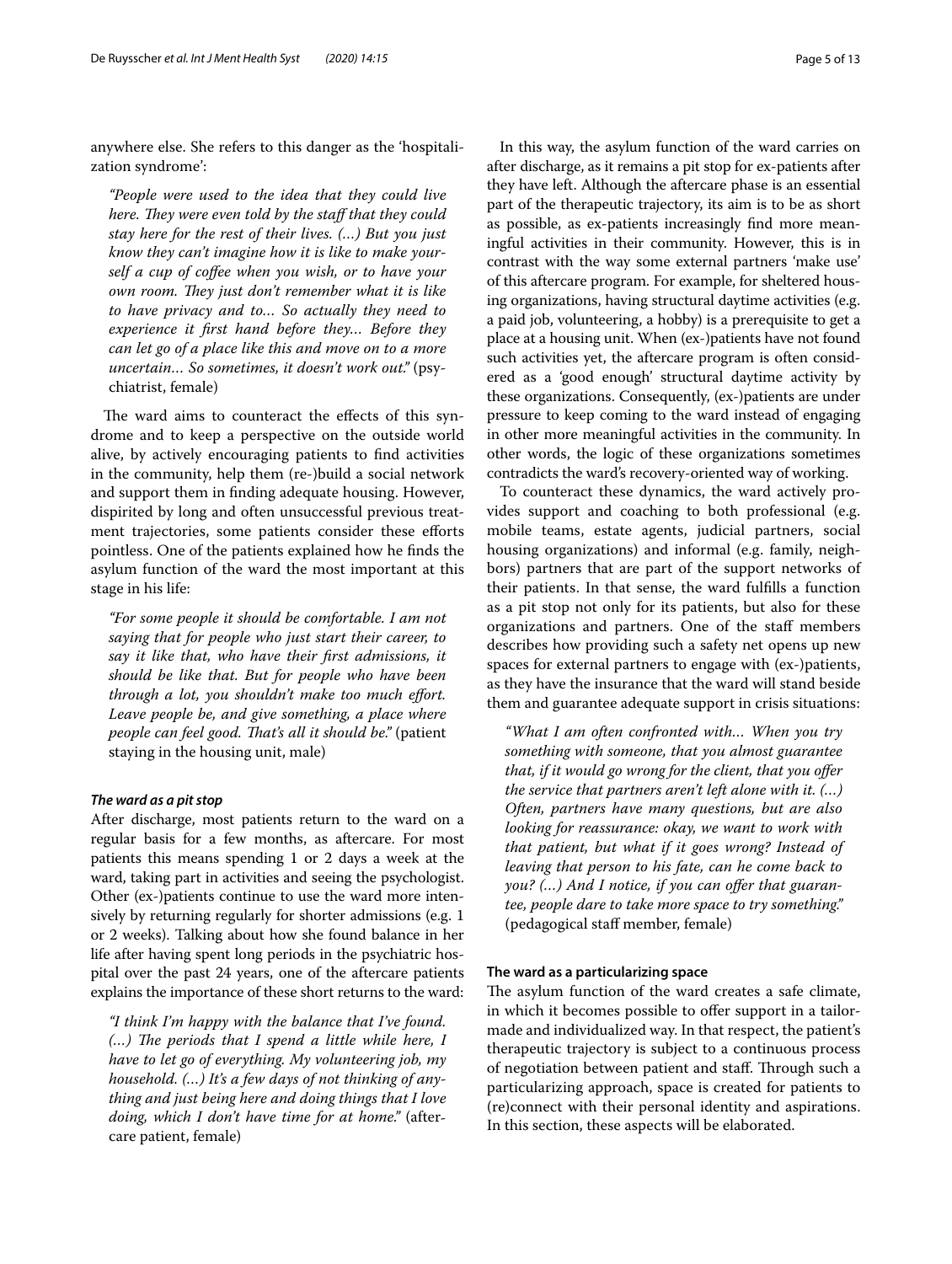anywhere else. She refers to this danger as the 'hospitalization syndrome':

> *"People were used to the idea that they could live here. They were even told by the staff that they could stay here for the rest of their lives. (…) But you just know they can't imagine how it is like to make yourself a cup of coffee when you wish, or to have your own room. They just don't remember what it is like to have privacy and to… So actually they need to experience it first hand before they… Before they can let go of a place like this and move on to a more uncertain… So sometimes, it doesn't work out."* (psychiatrist, female)

The ward aims to counteract the effects of this syndrome and to keep a perspective on the outside world alive, by actively encouraging patients to find activities in the community, help them (re-)build a social network and support them in finding adequate housing. However, dispirited by long and often unsuccessful previous treatment trajectories, some patients consider these efforts pointless. One of the patients explained how he finds the asylum function of the ward the most important at this stage in his life:

> *"For some people it should be comfortable. I am not saying that for people who just start their career, to say it like that, who have their first admissions, it should be like that. But for people who have been through a lot, you shouldn't make too much effort. Leave people be, and give something, a place where people can feel good. That's all it should be."* (patient staying in the housing unit, male)

#### *The ward as a pit stop*

After discharge, most patients return to the ward on a regular basis for a few months, as aftercare. For most patients this means spending 1 or 2 days a week at the ward, taking part in activities and seeing the psychologist. Other (ex-)patients continue to use the ward more intensively by returning regularly for shorter admissions (e.g. 1 or 2 weeks). Talking about how she found balance in her life after having spent long periods in the psychiatric hospital over the past 24 years, one of the aftercare patients explains the importance of these short returns to the ward:

> *"I think I'm happy with the balance that I've found. (…) The periods that I spend a little while here, I have to let go of everything. My volunteering job, my household. (…) It's a few days of not thinking of anything and just being here and doing things that I love doing, which I don't have time for at home."* (aftercare patient, female)

In this way, the asylum function of the ward carries on after discharge, as it remains a pit stop for ex-patients after they have left. Although the aftercare phase is an essential part of the therapeutic trajectory, its aim is to be as short as possible, as ex-patients increasingly find more meaningful activities in their community. However, this is in contrast with the way some external partners 'make use' of this aftercare program. For example, for sheltered housing organizations, having structural daytime activities (e.g. a paid job, volunteering, a hobby) is a prerequisite to get a place at a housing unit. When (ex-)patients have not found such activities yet, the aftercare program is often considered as a 'good enough' structural daytime activity by these organizations. Consequently, (ex-)patients are under pressure to keep coming to the ward instead of engaging in other more meaningful activities in the community. In other words, the logic of these organizations sometimes contradicts the ward's recovery-oriented way of working.

To counteract these dynamics, the ward actively provides support and coaching to both professional (e.g. mobile teams, estate agents, judicial partners, social housing organizations) and informal (e.g. family, neighbors) partners that are part of the support networks of their patients. In that sense, the ward fulfills a function as a pit stop not only for its patients, but also for these organizations and partners. One of the staff members describes how providing such a safety net opens up new spaces for external partners to engage with (ex-)patients, as they have the insurance that the ward will stand beside them and guarantee adequate support in crisis situations:

> *"What I am often confronted with… When you try something with someone, that you almost guarantee that, if it would go wrong for the client, that you offer the service that partners aren't left alone with it. (…) Often, partners have many questions, but are also looking for reassurance: okay, we want to work with that patient, but what if it goes wrong? Instead of leaving that person to his fate, can he come back to you? (…) And I notice, if you can offer that guarantee, people dare to take more space to try something."* (pedagogical staff member, female)

### The ward as a particularizing space

The asylum function of the ward creates a safe climate, in which it becomes possible to offer support in a tailor-made and individualized way. In that respect, the patient's therapeutic trajectory is subject to a continuous process of negotiation between patient and staff. Through such a particularizing approach, space is created for patients to (re)connect with their personal identity and aspirations. In this section, these aspects will be elaborated.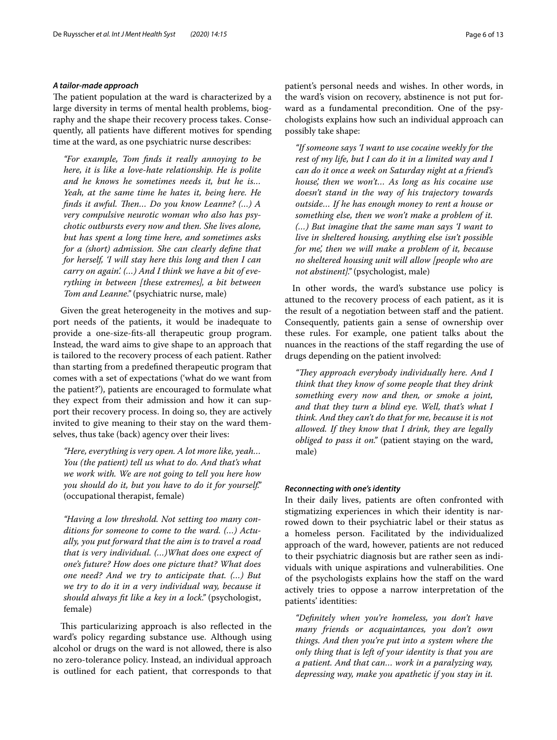#### *A tailor-made approach*

The patient population at the ward is characterized by a large diversity in terms of mental health problems, biography and the shape their recovery process takes. Consequently, all patients have different motives for spending time at the ward, as one psychiatric nurse describes:

> *"For example, Tom finds it really annoying to be here, it is like a love-hate relationship. He is polite and he knows he sometimes needs it, but he is… Yeah, at the same time he hates it, being here. He finds it awful. Then… Do you know Leanne? (…) A very compulsive neurotic woman who also has psychotic outbursts every now and then. She lives alone, but has spent a long time here, and sometimes asks for a (short) admission. She can clearly define that for herself, 'I will stay here this long and then I can carry on again'. (…) And I think we have a bit of everything in between [these extremes], a bit between Tom and Leanne."* (psychiatric nurse, male)

Given the great heterogeneity in the motives and support needs of the patients, it would be inadequate to provide a one-size-fits-all therapeutic group program. Instead, the ward aims to give shape to an approach that is tailored to the recovery process of each patient. Rather than starting from a predefined therapeutic program that comes with a set of expectations ('what do we want from the patient?'), patients are encouraged to formulate what they expect from their admission and how it can support their recovery process. In doing so, they are actively invited to give meaning to their stay on the ward themselves, thus take (back) agency over their lives:

> *"Here, everything is very open. A lot more like, yeah… You (the patient) tell us what to do. And that's what we work with. We are not going to tell you here how you should do it, but you have to do it for yourself."* (occupational therapist, female)

> *"Having a low threshold. Not setting too many conditions for someone to come to the ward. (…) Actually, you put forward that the aim is to travel a road that is very individual. (…)What does one expect of one's future? How does one picture that? What does one need? And we try to anticipate that. (…) But we try to do it in a very individual way, because it should always fit like a key in a lock."* (psychologist, female)

This particularizing approach is also reflected in the ward's policy regarding substance use. Although using alcohol or drugs on the ward is not allowed, there is also no zero-tolerance policy. Instead, an individual approach is outlined for each patient, that corresponds to that patient's personal needs and wishes. In other words, in the ward's vision on recovery, abstinence is not put forward as a fundamental precondition. One of the psychologists explains how such an individual approach can possibly take shape:

> *"If someone says 'I want to use cocaine weekly for the rest of my life, but I can do it in a limited way and I can do it once a week on Saturday night at a friend's house', then we won't… As long as his cocaine use doesn't stand in the way of his trajectory towards outside… If he has enough money to rent a house or something else, then we won't make a problem of it. (…) But imagine that the same man says 'I want to live in sheltered housing, anything else isn't possible for me', then we will make a problem of it, because no sheltered housing unit will allow [people who are not abstinent]."* (psychologist, male)

In other words, the ward's substance use policy is attuned to the recovery process of each patient, as it is the result of a negotiation between staff and the patient. Consequently, patients gain a sense of ownership over these rules. For example, one patient talks about the nuances in the reactions of the staff regarding the use of drugs depending on the patient involved:

> *"They approach everybody individually here. And I think that they know of some people that they drink something every now and then, or smoke a joint, and that they turn a blind eye. Well, that's what I think. And they can't do that for me, because it is not allowed. If they know that I drink, they are legally obliged to pass it on."* (patient staying on the ward, male)

#### *Reconnecting with one's identity*

In their daily lives, patients are often confronted with stigmatizing experiences in which their identity is narrowed down to their psychiatric label or their status as a homeless person. Facilitated by the individualized approach of the ward, however, patients are not reduced to their psychiatric diagnosis but are rather seen as individuals with unique aspirations and vulnerabilities. One of the psychologists explains how the staff on the ward actively tries to oppose a narrow interpretation of the patients' identities:

> *"Definitely when you're homeless, you don't have many friends or acquaintances, you don't own things. And then you're put into a system where the only thing that is left of your identity is that you are a patient. And that can… work in a paralyzing way, depressing way, make you apathetic if you stay in it.*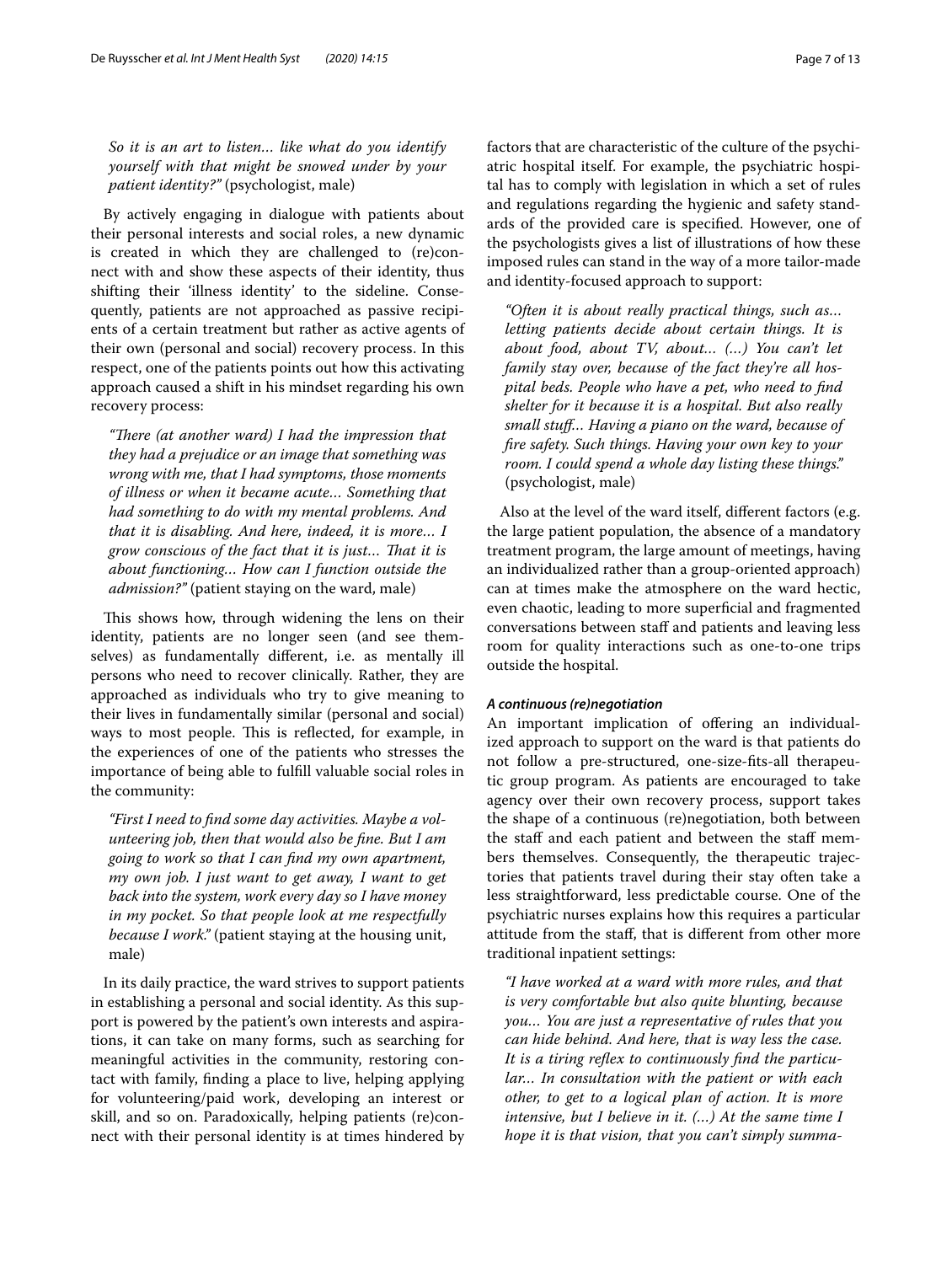*So it is an art to listen… like what do you identify yourself with that might be snowed under by your patient identity?"* (psychologist, male)

By actively engaging in dialogue with patients about their personal interests and social roles, a new dynamic is created in which they are challenged to (re)connect with and show these aspects of their identity, thus shifting their 'illness identity' to the sideline. Consequently, patients are not approached as passive recipients of a certain treatment but rather as active agents of their own (personal and social) recovery process. In this respect, one of the patients points out how this activating approach caused a shift in his mindset regarding his own recovery process:

> *"There (at another ward) I had the impression that they had a prejudice or an image that something was wrong with me, that I had symptoms, those moments of illness or when it became acute… Something that had something to do with my mental problems. And that it is disabling. And here, indeed, it is more… I grow conscious of the fact that it is just… That it is about functioning… How can I function outside the admission?"* (patient staying on the ward, male)

This shows how, through widening the lens on their identity, patients are no longer seen (and see themselves) as fundamentally different, i.e. as mentally ill persons who need to recover clinically. Rather, they are approached as individuals who try to give meaning to their lives in fundamentally similar (personal and social) ways to most people. This is reflected, for example, in the experiences of one of the patients who stresses the importance of being able to fulfill valuable social roles in the community:

> *"First I need to find some day activities. Maybe a volunteering job, then that would also be fine. But I am going to work so that I can find my own apartment, my own job. I just want to get away, I want to get back into the system, work every day so I have money in my pocket. So that people look at me respectfully because I work."* (patient staying at the housing unit, male)

In its daily practice, the ward strives to support patients in establishing a personal and social identity. As this support is powered by the patient's own interests and aspirations, it can take on many forms, such as searching for meaningful activities in the community, restoring contact with family, finding a place to live, helping applying for volunteering/paid work, developing an interest or skill, and so on. Paradoxically, helping patients (re)connect with their personal identity is at times hindered by factors that are characteristic of the culture of the psychiatric hospital itself. For example, the psychiatric hospital has to comply with legislation in which a set of rules and regulations regarding the hygienic and safety standards of the provided care is specified. However, one of the psychologists gives a list of illustrations of how these imposed rules can stand in the way of a more tailor-made and identity-focused approach to support:

> *"Often it is about really practical things, such as… letting patients decide about certain things. It is about food, about TV, about… (…) You can't let family stay over, because of the fact they're all hospital beds. People who have a pet, who need to find shelter for it because it is a hospital. But also really small stuff… Having a piano on the ward, because of fire safety. Such things. Having your own key to your room. I could spend a whole day listing these things."* (psychologist, male)

Also at the level of the ward itself, different factors (e.g. the large patient population, the absence of a mandatory treatment program, the large amount of meetings, having an individualized rather than a group-oriented approach) can at times make the atmosphere on the ward hectic, even chaotic, leading to more superficial and fragmented conversations between staff and patients and leaving less room for quality interactions such as one-to-one trips outside the hospital.

#### *A continuous (re)negotiation*

An important implication of offering an individualized approach to support on the ward is that patients do not follow a pre-structured, one-size-fits-all therapeutic group program. As patients are encouraged to take agency over their own recovery process, support takes the shape of a continuous (re)negotiation, both between the staff and each patient and between the staff members themselves. Consequently, the therapeutic trajectories that patients travel during their stay often take a less straightforward, less predictable course. One of the psychiatric nurses explains how this requires a particular attitude from the staff, that is different from other more traditional inpatient settings:

> *"I have worked at a ward with more rules, and that is very comfortable but also quite blunting, because you… You are just a representative of rules that you can hide behind. And here, that is way less the case. It is a tiring reflex to continuously find the particular… In consultation with the patient or with each other, to get to a logical plan of action. It is more intensive, but I believe in it. (…) At the same time I hope it is that vision, that you can't simply summa-*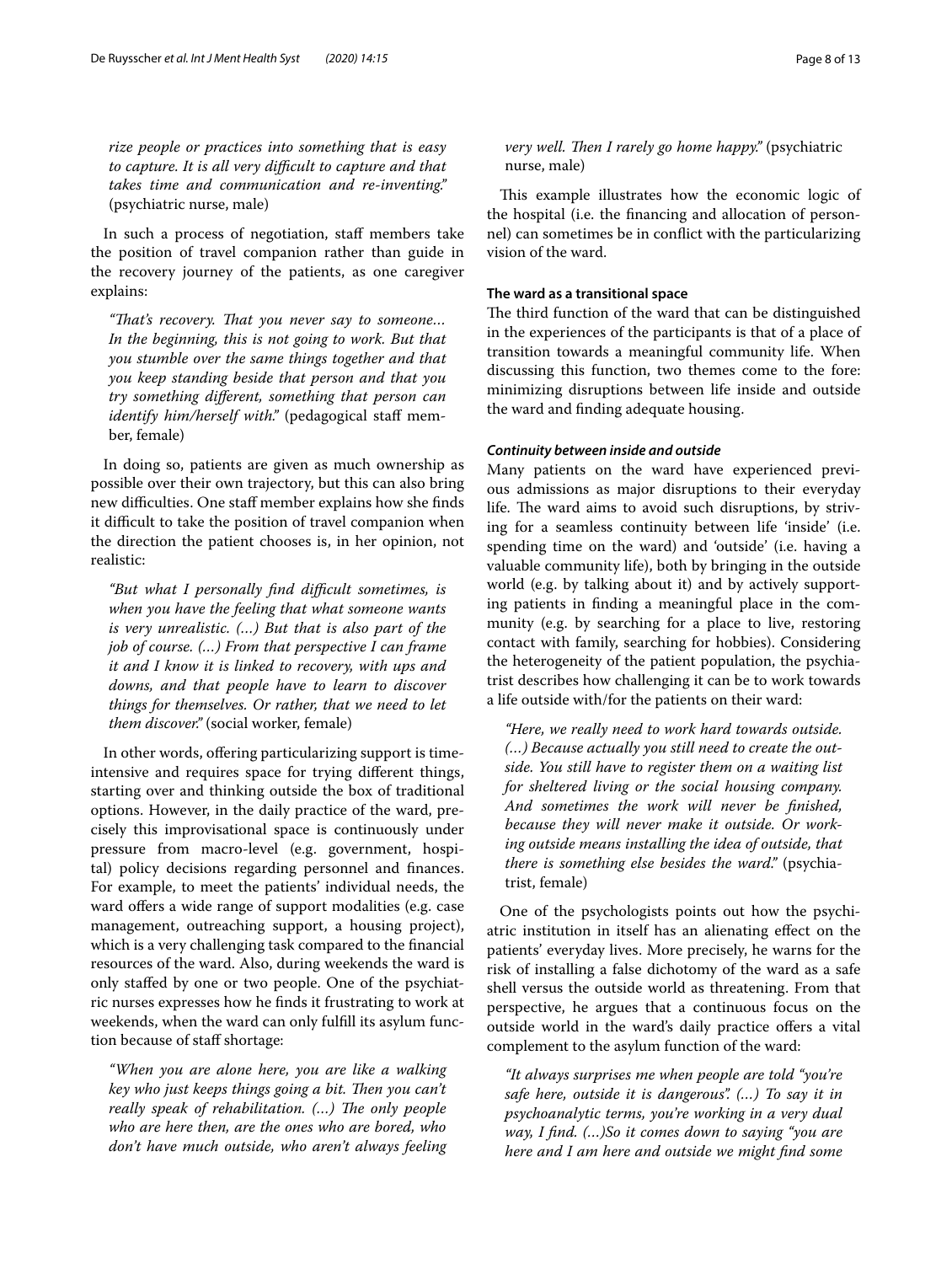*rize people or practices into something that is easy to capture. It is all very difficult to capture and that takes time and communication and re-inventing."* (psychiatric nurse, male)

In such a process of negotiation, staff members take the position of travel companion rather than guide in the recovery journey of the patients, as one caregiver explains:

> *"That's recovery. That you never say to someone... In the beginning, this is not going to work. But that you stumble over the same things together and that you keep standing beside that person and that you try something different, something that person can identify him/herself with."* (pedagogical staff member, female)

In doing so, patients are given as much ownership as possible over their own trajectory, but this can also bring new difficulties. One staff member explains how she finds it difficult to take the position of travel companion when the direction the patient chooses is, in her opinion, not realistic:

> *"But what I personally find difficult sometimes, is when you have the feeling that what someone wants is very unrealistic. (…) But that is also part of the job of course. (…) From that perspective I can frame it and I know it is linked to recovery, with ups and downs, and that people have to learn to discover things for themselves. Or rather, that we need to let them discover."* (social worker, female)

In other words, offering particularizing support is time-intensive and requires space for trying different things, starting over and thinking outside the box of traditional options. However, in the daily practice of the ward, precisely this improvisational space is continuously under pressure from macro-level (e.g. government, hospital) policy decisions regarding personnel and finances. For example, to meet the patients' individual needs, the ward offers a wide range of support modalities (e.g. case management, outreaching support, a housing project), which is a very challenging task compared to the financial resources of the ward. Also, during weekends the ward is only staffed by one or two people. One of the psychiatric nurses expresses how he finds it frustrating to work at weekends, when the ward can only fulfill its asylum function because of staff shortage:

> *"When you are alone here, you are like a walking key who just keeps things going a bit. Then you can't really speak of rehabilitation. (…) The only people who are here then, are the ones who are bored, who don't have much outside, who aren't always feeling very well. Then I rarely go home happy."* (psychiatric nurse, male)

This example illustrates how the economic logic of the hospital (i.e. the financing and allocation of personnel) can sometimes be in conflict with the particularizing vision of the ward.

### The ward as a transitional space

The third function of the ward that can be distinguished in the experiences of the participants is that of a place of transition towards a meaningful community life. When discussing this function, two themes come to the fore: minimizing disruptions between life inside and outside the ward and finding adequate housing.

#### *Continuity between inside and outside*

Many patients on the ward have experienced previous admissions as major disruptions to their everyday life. The ward aims to avoid such disruptions, by striving for a seamless continuity between life 'inside' (i.e. spending time on the ward) and 'outside' (i.e. having a valuable community life), both by bringing in the outside world (e.g. by talking about it) and by actively supporting patients in finding a meaningful place in the community (e.g. by searching for a place to live, restoring contact with family, searching for hobbies). Considering the heterogeneity of the patient population, the psychiatrist describes how challenging it can be to work towards a life outside with/for the patients on their ward:

> *"Here, we really need to work hard towards outside. (…) Because actually you still need to create the outside. You still have to register them on a waiting list for sheltered living or the social housing company. And sometimes the work will never be finished, because they will never make it outside. Or working outside means installing the idea of outside, that there is something else besides the ward."* (psychiatrist, female)

One of the psychologists points out how the psychiatric institution in itself has an alienating effect on the patients' everyday lives. More precisely, he warns for the risk of installing a false dichotomy of the ward as a safe shell versus the outside world as threatening. From that perspective, he argues that a continuous focus on the outside world in the ward's daily practice offers a vital complement to the asylum function of the ward:

> *"It always surprises me when people are told "you're safe here, outside it is dangerous". (…) To say it in psychoanalytic terms, you're working in a very dual way, I find. (…)So it comes down to saying "you are here and I am here and outside we might find some*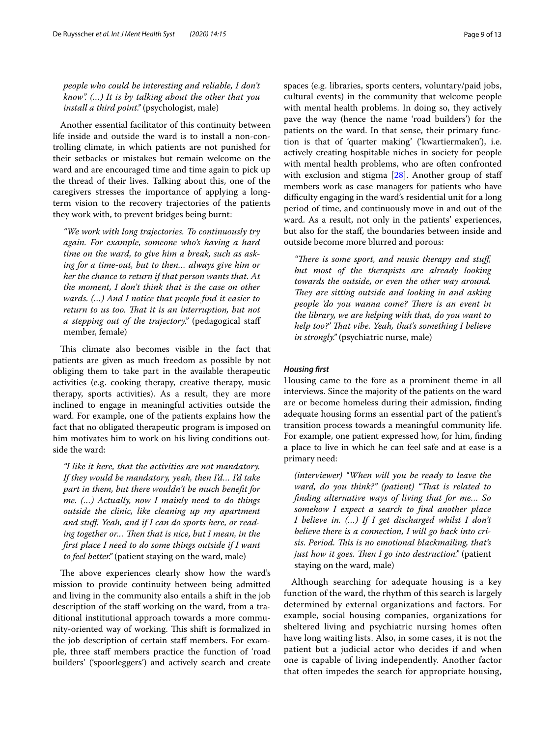*people who could be interesting and reliable, I don't know". (...) It is by talking about the other that you install a third point."* (psychologist, male)

Another essential facilitator of this continuity between life inside and outside the ward is to install a non-controlling climate, in which patients are not punished for their setbacks or mistakes but remain welcome on the ward and are encouraged time and time again to pick up the thread of their lives. Talking about this, one of the caregivers stresses the importance of applying a long-term vision to the recovery trajectories of the patients they work with, to prevent bridges being burnt:

> *"We work with long trajectories. To continuously try again. For example, someone who's having a hard time on the ward, to give him a break, such as asking for a time-out, but to then... always give him or her the chance to return if that person wants that. At the moment, I don't think that is the case on other wards. (...) And I notice that people find it easier to return to us too. That it is an interruption, but not a stepping out of the trajectory."* (pedagogical staff member, female)

This climate also becomes visible in the fact that patients are given as much freedom as possible by not obliging them to take part in the available therapeutic activities (e.g. cooking therapy, creative therapy, music therapy, sports activities). As a result, they are more inclined to engage in meaningful activities outside the ward. For example, one of the patients explains how the fact that no obligated therapeutic program is imposed on him motivates him to work on his living conditions outside the ward:

> *"I like it here, that the activities are not mandatory. If they would be mandatory, yeah, then I'd... I'd take part in them, but there wouldn't be much benefit for me. (...) Actually, now I mainly need to do things outside the clinic, like cleaning up my apartment and stuff. Yeah, and if I can do sports here, or reading together or... Then that is nice, but I mean, in the first place I need to do some things outside if I want to feel better."* (patient staying on the ward, male)

The above experiences clearly show how the ward's mission to provide continuity between being admitted and living in the community also entails a shift in the job description of the staff working on the ward, from a traditional institutional approach towards a more community-oriented way of working. This shift is formalized in the job description of certain staff members. For example, three staff members practice the function of 'road builders' ('spoorleggers') and actively search and create spaces (e.g. libraries, sports centers, voluntary/paid jobs, cultural events) in the community that welcome people with mental health problems. In doing so, they actively pave the way (hence the name 'road builders') for the patients on the ward. In that sense, their primary function is that of 'quarter making' ('kwartiermaken'), i.e. actively creating hospitable niches in society for people with mental health problems, who are often confronted with exclusion and stigma [28]. Another group of staff members work as case managers for patients who have difficulty engaging in the ward's residential unit for a long period of time, and continuously move in and out of the ward. As a result, not only in the patients' experiences, but also for the staff, the boundaries between inside and outside become more blurred and porous:

> *"There is some sport, and music therapy and stuff, but most of the therapists are already looking towards the outside, or even the other way around. They are sitting outside and looking in and asking people 'do you wanna come? There is an event in the library, we are helping with that, do you want to help too?' That vibe. Yeah, that's something I believe in strongly."* (psychiatric nurse, male)

#### *Housing first*

Housing came to the fore as a prominent theme in all interviews. Since the majority of the patients on the ward are or become homeless during their admission, finding adequate housing forms an essential part of the patient's transition process towards a meaningful community life. For example, one patient expressed how, for him, finding a place to live in which he can feel safe and at ease is a primary need:

> *(interviewer) "When will you be ready to leave the ward, do you think?" (patient) "That is related to finding alternative ways of living that for me... So somehow I expect a search to find another place I believe in. (...) If I get discharged whilst I don't believe there is a connection, I will go back into crisis. Period. This is no emotional blackmailing, that's just how it goes. Then I go into destruction."* (patient staying on the ward, male)

Although searching for adequate housing is a key function of the ward, the rhythm of this search is largely determined by external organizations and factors. For example, social housing companies, organizations for sheltered living and psychiatric nursing homes often have long waiting lists. Also, in some cases, it is not the patient but a judicial actor who decides if and when one is capable of living independently. Another factor that often impedes the search for appropriate housing,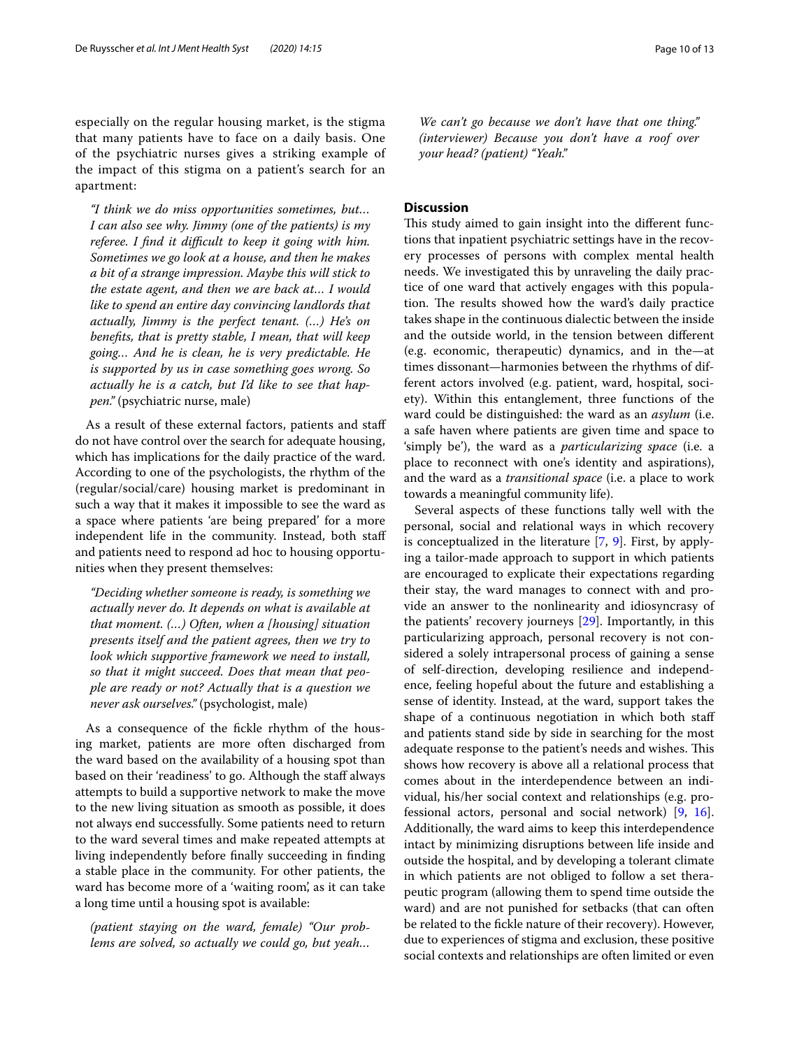especially on the regular housing market, is the stigma that many patients have to face on a daily basis. One of the psychiatric nurses gives a striking example of the impact of this stigma on a patient's search for an apartment:

> *"I think we do miss opportunities sometimes, but… I can also see why. Jimmy (one of the patients) is my referee. I find it difficult to keep it going with him. Sometimes we go look at a house, and then he makes a bit of a strange impression. Maybe this will stick to the estate agent, and then we are back at… I would like to spend an entire day convincing landlords that actually, Jimmy is the perfect tenant. (…) He's on benefits, that is pretty stable, I mean, that will keep going… And he is clean, he is very predictable. He is supported by us in case something goes wrong. So actually he is a catch, but I'd like to see that happen."* (psychiatric nurse, male)

As a result of these external factors, patients and staff do not have control over the search for adequate housing, which has implications for the daily practice of the ward. According to one of the psychologists, the rhythm of the (regular/social/care) housing market is predominant in such a way that it makes it impossible to see the ward as a space where patients 'are being prepared' for a more independent life in the community. Instead, both staff and patients need to respond ad hoc to housing opportunities when they present themselves:

> *"Deciding whether someone is ready, is something we actually never do. It depends on what is available at that moment. (…) Often, when a [housing] situation presents itself and the patient agrees, then we try to look which supportive framework we need to install, so that it might succeed. Does that mean that people are ready or not? Actually that is a question we never ask ourselves."* (psychologist, male)

As a consequence of the fickle rhythm of the housing market, patients are more often discharged from the ward based on the availability of a housing spot than based on their 'readiness' to go. Although the staff always attempts to build a supportive network to make the move to the new living situation as smooth as possible, it does not always end successfully. Some patients need to return to the ward several times and make repeated attempts at living independently before finally succeeding in finding a stable place in the community. For other patients, the ward has become more of a 'waiting room', as it can take a long time until a housing spot is available:

> *(patient staying on the ward, female) "Our problems are solved, so actually we could go, but yeah… We can't go because we don't have that one thing." (interviewer) Because you don't have a roof over your head? (patient) "Yeah."*

## Discussion

This study aimed to gain insight into the different functions that inpatient psychiatric settings have in the recovery processes of persons with complex mental health needs. We investigated this by unraveling the daily practice of one ward that actively engages with this population. The results showed how the ward's daily practice takes shape in the continuous dialectic between the inside and the outside world, in the tension between different (e.g. economic, therapeutic) dynamics, and in the—at times dissonant—harmonies between the rhythms of different actors involved (e.g. patient, ward, hospital, society). Within this entanglement, three functions of the ward could be distinguished: the ward as an *asylum* (i.e. a safe haven where patients are given time and space to 'simply be'), the ward as a *particularizing space* (i.e. a place to reconnect with one's identity and aspirations), and the ward as a *transitional space* (i.e. a place to work towards a meaningful community life).

Several aspects of these functions tally well with the personal, social and relational ways in which recovery is conceptualized in the literature [7, 9]. First, by applying a tailor-made approach to support in which patients are encouraged to explicate their expectations regarding their stay, the ward manages to connect with and provide an answer to the nonlinearity and idiosyncrasy of the patients' recovery journeys [29]. Importantly, in this particularizing approach, personal recovery is not considered a solely intrapersonal process of gaining a sense of self-direction, developing resilience and independence, feeling hopeful about the future and establishing a sense of identity. Instead, at the ward, support takes the shape of a continuous negotiation in which both staff and patients stand side by side in searching for the most adequate response to the patient's needs and wishes. This shows how recovery is above all a relational process that comes about in the interdependence between an individual, his/her social context and relationships (e.g. professional actors, personal and social network) [9, 16]. Additionally, the ward aims to keep this interdependence intact by minimizing disruptions between life inside and outside the hospital, and by developing a tolerant climate in which patients are not obliged to follow a set therapeutic program (allowing them to spend time outside the ward) and are not punished for setbacks (that can often be related to the fickle nature of their recovery). However, due to experiences of stigma and exclusion, these positive social contexts and relationships are often limited or even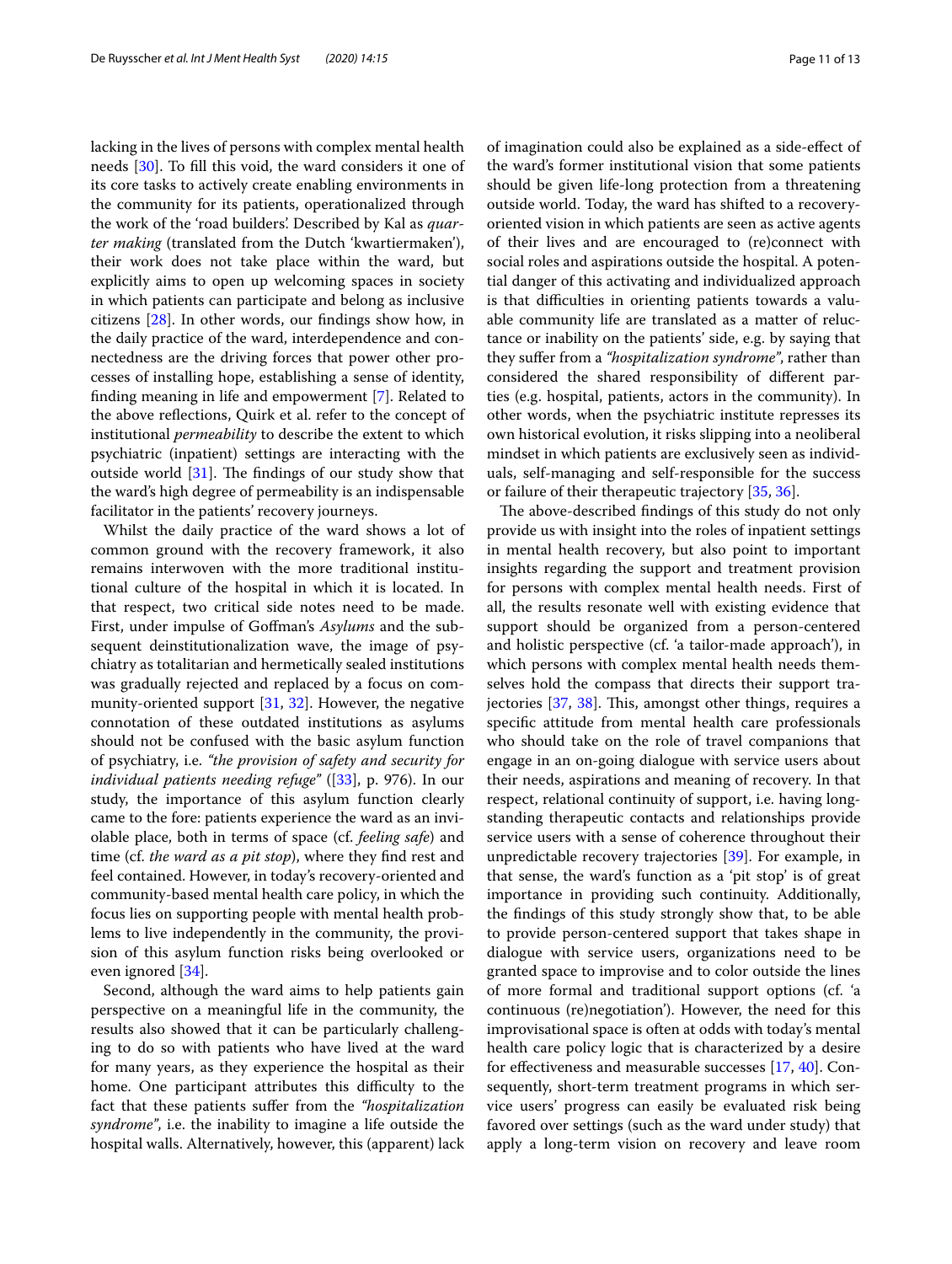lacking in the lives of persons with complex mental health needs [30]. To fill this void, the ward considers it one of its core tasks to actively create enabling environments in the community for its patients, operationalized through the work of the 'road builders'. Described by Kal as *quarter making* (translated from the Dutch 'kwartiermaken'), their work does not take place within the ward, but explicitly aims to open up welcoming spaces in society in which patients can participate and belong as inclusive citizens [28]. In other words, our findings show how, in the daily practice of the ward, interdependence and connectedness are the driving forces that power other processes of installing hope, establishing a sense of identity, finding meaning in life and empowerment [7]. Related to the above reflections, Quirk et al. refer to the concept of institutional *permeability* to describe the extent to which psychiatric (inpatient) settings are interacting with the outside world [31]. The findings of our study show that the ward's high degree of permeability is an indispensable facilitator in the patients' recovery journeys.

Whilst the daily practice of the ward shows a lot of common ground with the recovery framework, it also remains interwoven with the more traditional institutional culture of the hospital in which it is located. In that respect, two critical side notes need to be made. First, under impulse of Goffman's *Asylums* and the subsequent deinstitutionalization wave, the image of psychiatry as totalitarian and hermetically sealed institutions was gradually rejected and replaced by a focus on community-oriented support [31, 32]. However, the negative connotation of these outdated institutions as asylums should not be confused with the basic asylum function of psychiatry, i.e. *"the provision of safety and security for individual patients needing refuge"* ([33], p. 976). In our study, the importance of this asylum function clearly came to the fore: patients experience the ward as an inviolable place, both in terms of space (cf. *feeling safe*) and time (cf. *the ward as a pit stop*), where they find rest and feel contained. However, in today's recovery-oriented and community-based mental health care policy, in which the focus lies on supporting people with mental health problems to live independently in the community, the provision of this asylum function risks being overlooked or even ignored [34].

Second, although the ward aims to help patients gain perspective on a meaningful life in the community, the results also showed that it can be particularly challenging to do so with patients who have lived at the ward for many years, as they experience the hospital as their home. One participant attributes this difficulty to the fact that these patients suffer from the *"hospitalization syndrome"*, i.e. the inability to imagine a life outside the hospital walls. Alternatively, however, this (apparent) lack of imagination could also be explained as a side-effect of the ward's former institutional vision that some patients should be given life-long protection from a threatening outside world. Today, the ward has shifted to a recovery-oriented vision in which patients are seen as active agents of their lives and are encouraged to (re)connect with social roles and aspirations outside the hospital. A potential danger of this activating and individualized approach is that difficulties in orienting patients towards a valuable community life are translated as a matter of reluctance or inability on the patients' side, e.g. by saying that they suffer from a *"hospitalization syndrome"*, rather than considered the shared responsibility of different parties (e.g. hospital, patients, actors in the community). In other words, when the psychiatric institute represses its own historical evolution, it risks slipping into a neoliberal mindset in which patients are exclusively seen as individuals, self-managing and self-responsible for the success or failure of their therapeutic trajectory [35, 36].

The above-described findings of this study do not only provide us with insight into the roles of inpatient settings in mental health recovery, but also point to important insights regarding the support and treatment provision for persons with complex mental health needs. First of all, the results resonate well with existing evidence that support should be organized from a person-centered and holistic perspective (cf. 'a tailor-made approach'), in which persons with complex mental health needs themselves hold the compass that directs their support trajectories [37, 38]. This, amongst other things, requires a specific attitude from mental health care professionals who should take on the role of travel companions that engage in an on-going dialogue with service users about their needs, aspirations and meaning of recovery. In that respect, relational continuity of support, i.e. having long-standing therapeutic contacts and relationships provide service users with a sense of coherence throughout their unpredictable recovery trajectories [39]. For example, in that sense, the ward's function as a 'pit stop' is of great importance in providing such continuity. Additionally, the findings of this study strongly show that, to be able to provide person-centered support that takes shape in dialogue with service users, organizations need to be granted space to improvise and to color outside the lines of more formal and traditional support options (cf. 'a continuous (re)negotiation'). However, the need for this improvisational space is often at odds with today's mental health care policy logic that is characterized by a desire for effectiveness and measurable successes [17, 40]. Consequently, short-term treatment programs in which service users' progress can easily be evaluated risk being favored over settings (such as the ward under study) that apply a long-term vision on recovery and leave room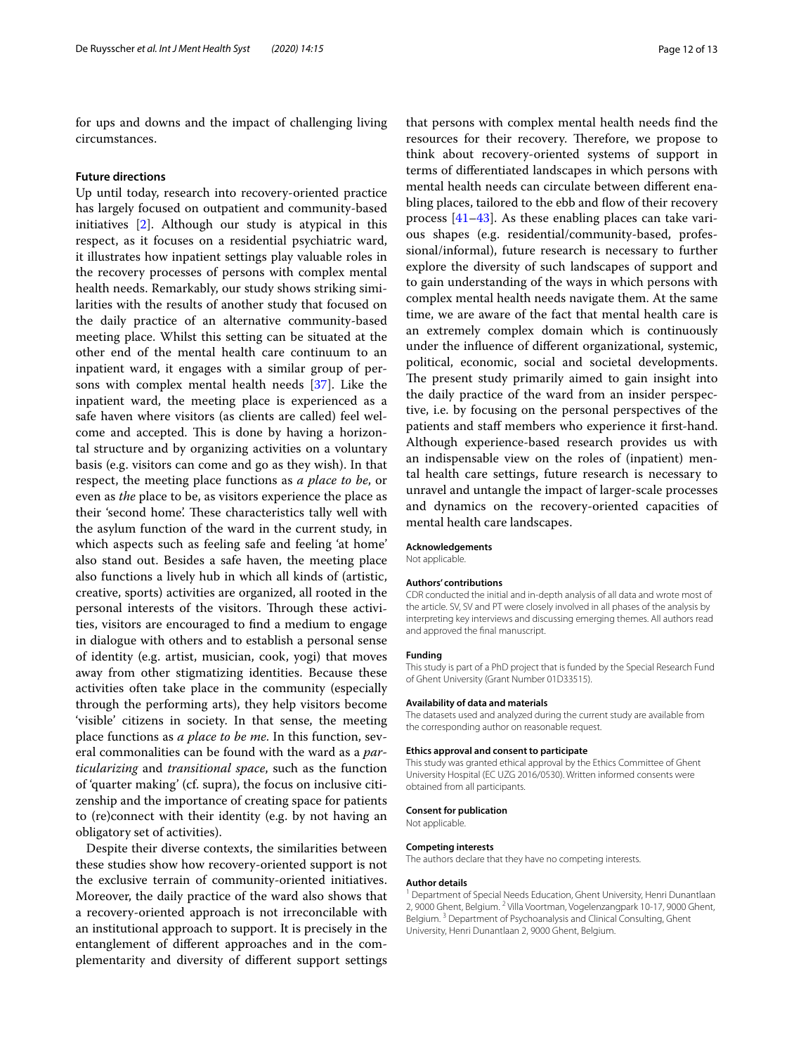for ups and downs and the impact of challenging living circumstances.

### Future directions

Up until today, research into recovery-oriented practice has largely focused on outpatient and community-based initiatives [2]. Although our study is atypical in this respect, as it focuses on a residential psychiatric ward, it illustrates how inpatient settings play valuable roles in the recovery processes of persons with complex mental health needs. Remarkably, our study shows striking similarities with the results of another study that focused on the daily practice of an alternative community-based meeting place. Whilst this setting can be situated at the other end of the mental health care continuum to an inpatient ward, it engages with a similar group of persons with complex mental health needs [37]. Like the inpatient ward, the meeting place is experienced as a safe haven where visitors (as clients are called) feel welcome and accepted. This is done by having a horizontal structure and by organizing activities on a voluntary basis (e.g. visitors can come and go as they wish). In that respect, the meeting place functions as *a place to be*, or even as *the* place to be, as visitors experience the place as their 'second home'. These characteristics tally well with the asylum function of the ward in the current study, in which aspects such as feeling safe and feeling 'at home' also stand out. Besides a safe haven, the meeting place also functions a lively hub in which all kinds of (artistic, creative, sports) activities are organized, all rooted in the personal interests of the visitors. Through these activities, visitors are encouraged to find a medium to engage in dialogue with others and to establish a personal sense of identity (e.g. artist, musician, cook, yogi) that moves away from other stigmatizing identities. Because these activities often take place in the community (especially through the performing arts), they help visitors become 'visible' citizens in society. In that sense, the meeting place functions as *a place to be me*. In this function, several commonalities can be found with the ward as a *particularizing* and *transitional space*, such as the function of 'quarter making' (cf. supra), the focus on inclusive citizenship and the importance of creating space for patients to (re)connect with their identity (e.g. by not having an obligatory set of activities).

Despite their diverse contexts, the similarities between these studies show how recovery-oriented support is not the exclusive terrain of community-oriented initiatives. Moreover, the daily practice of the ward also shows that a recovery-oriented approach is not irreconcilable with an institutional approach to support. It is precisely in the entanglement of different approaches and in the complementarity and diversity of different support settings that persons with complex mental health needs find the resources for their recovery. Therefore, we propose to think about recovery-oriented systems of support in terms of differentiated landscapes in which persons with mental health needs can circulate between different enabling places, tailored to the ebb and flow of their recovery process [41–43]. As these enabling places can take various shapes (e.g. residential/community-based, professional/informal), future research is necessary to further explore the diversity of such landscapes of support and to gain understanding of the ways in which persons with complex mental health needs navigate them. At the same time, we are aware of the fact that mental health care is an extremely complex domain which is continuously under the influence of different organizational, systemic, political, economic, social and societal developments. The present study primarily aimed to gain insight into the daily practice of the ward from an insider perspective, i.e. by focusing on the personal perspectives of the patients and staff members who experience it first-hand. Although experience-based research provides us with an indispensable view on the roles of (inpatient) mental health care settings, future research is necessary to unravel and untangle the impact of larger-scale processes and dynamics on the recovery-oriented capacities of mental health care landscapes.

#### Acknowledgements

Not applicable.

#### Authors' contributions

CDR conducted the initial and in-depth analysis of all data and wrote most of the article. SV, SV and PT were closely involved in all phases of the analysis by interpreting key interviews and discussing emerging themes. All authors read and approved the final manuscript.

#### Funding

This study is part of a PhD project that is funded by the Special Research Fund of Ghent University (Grant Number 01D33515).

#### Availability of data and materials

The datasets used and analyzed during the current study are available from the corresponding author on reasonable request.

#### Ethics approval and consent to participate

This study was granted ethical approval by the Ethics Committee of Ghent University Hospital (EC UZG 2016/0530). Written informed consents were obtained from all participants.

#### Consent for publication

Not applicable.

#### Competing interests

The authors declare that they have no competing interests.

#### Author details

[1] Department of Special Needs Education, Ghent University, Henri Dunantlaan 2, 9000 Ghent, Belgium. [2] Villa Voortman, Vogelenzangpark 10-17, 9000 Ghent, Belgium. [3] Department of Psychoanalysis and Clinical Consulting, Ghent University, Henri Dunantlaan 2, 9000 Ghent, Belgium.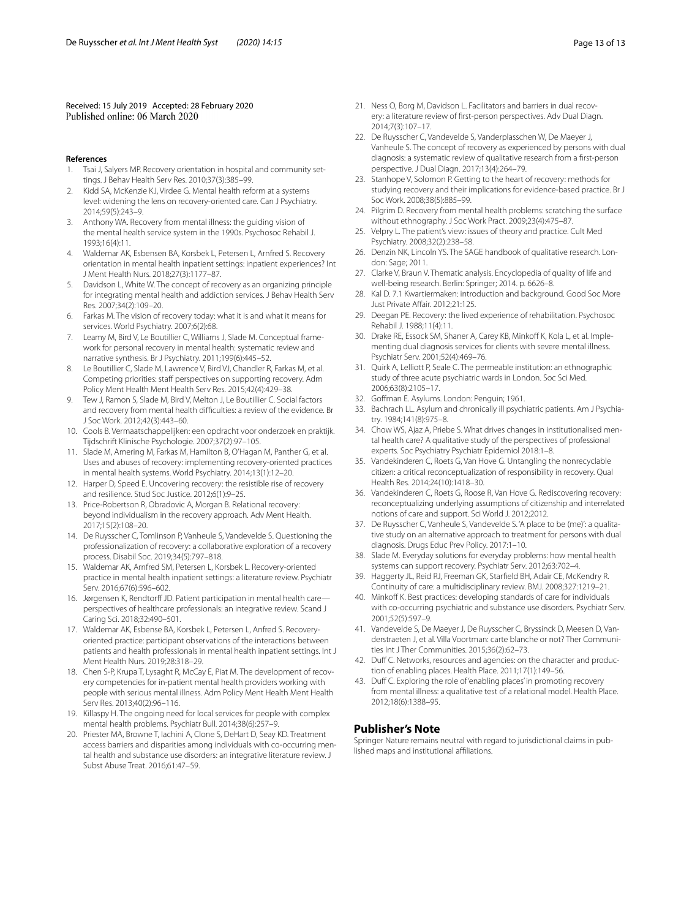Received: 15 July 2019 Accepted: 28 February 2020
Published online: 06 March 2020

#### References

1. Tsai J, Salyers MP. Recovery orientation in hospital and community settings. J Behav Health Serv Res. 2010;37(3):385–99.
2. Kidd SA, McKenzie KJ, Virdee G. Mental health reform at a systems level: widening the lens on recovery-oriented care. Can J Psychiatry. 2014;59(5):243–9.
3. Anthony WA. Recovery from mental illness: the guiding vision of the mental health service system in the 1990s. Psychosoc Rehabil J. 1993;16(4):11.
4. Waldemar AK, Esbensen BA, Korsbek L, Petersen L, Arnfred S. Recovery orientation in mental health inpatient settings: inpatient experiences? Int J Ment Health Nurs. 2018;27(3):1177–87.
5. Davidson L, White W. The concept of recovery as an organizing principle for integrating mental health and addiction services. J Behav Health Serv Res. 2007;34(2):109–20.
6. Farkas M. The vision of recovery today: what it is and what it means for services. World Psychiatry. 2007;6(2):68.
7. Leamy M, Bird V, Le Boutillier C, Williams J, Slade M. Conceptual framework for personal recovery in mental health: systematic review and narrative synthesis. Br J Psychiatry. 2011;199(6):445–52.
8. Le Boutillier C, Slade M, Lawrence V, Bird VJ, Chandler R, Farkas M, et al. Competing priorities: staff perspectives on supporting recovery. Adm Policy Ment Health Ment Health Serv Res. 2015;42(4):429–38.
9. Tew J, Ramon S, Slade M, Bird V, Melton J, Le Boutillier C. Social factors and recovery from mental health difficulties: a review of the evidence. Br J Soc Work. 2012;42(3):443–60.
10. Cools B. Vermaatschappelijken: een opdracht voor onderzoek en praktijk. Tijdschrift Klinische Psychologie. 2007;37(2):97–105.
11. Slade M, Amering M, Farkas M, Hamilton B, O'Hagan M, Panther G, et al. Uses and abuses of recovery: implementing recovery-oriented practices in mental health systems. World Psychiatry. 2014;13(1):12–20.
12. Harper D, Speed E. Uncovering recovery: the resistible rise of recovery and resilience. Stud Soc Justice. 2012;6(1):9–25.
13. Price-Robertson R, Obradovic A, Morgan B. Relational recovery: beyond individualism in the recovery approach. Adv Ment Health. 2017;15(2):108–20.
14. De Ruysscher C, Tomlinson P, Vanheule S, Vandevelde S. Questioning the professionalization of recovery: a collaborative exploration of a recovery process. Disabil Soc. 2019;34(5):797–818.
15. Waldemar AK, Arnfred SM, Petersen L, Korsbek L. Recovery-oriented practice in mental health inpatient settings: a literature review. Psychiatr Serv. 2016;67(6):596–602.
16. Jørgensen K, Rendtorff JD. Patient participation in mental health care—perspectives of healthcare professionals: an integrative review. Scand J Caring Sci. 2018;32:490–501.
17. Waldemar AK, Esbense BA, Korsbek L, Petersen L, Anfred S. Recovery-oriented practice: participant observations of the interactions between patients and health professionals in mental health inpatient settings. Int J Ment Health Nurs. 2019;28:318–29.
18. Chen S-P, Krupa T, Lysaght R, McCay E, Piat M. The development of recovery competencies for in-patient mental health providers working with people with serious mental illness. Adm Policy Ment Health Ment Health Serv Res. 2013;40(2):96–116.
19. Killaspy H. The ongoing need for local services for people with complex mental health problems. Psychiatr Bull. 2014;38(6):257–9.
20. Priester MA, Browne T, Iachini A, Clone S, DeHart D, Seay KD. Treatment access barriers and disparities among individuals with co-occurring mental health and substance use disorders: an integrative literature review. J Subst Abuse Treat. 2016;61:47–59.
21. Ness O, Borg M, Davidson L. Facilitators and barriers in dual recovery: a literature review of first-person perspectives. Adv Dual Diagn. 2014;7(3):107–17.
22. De Ruysscher C, Vandevelde S, Vanderplasschen W, De Maeyer J, Vanheule S. The concept of recovery as experienced by persons with dual diagnosis: a systematic review of qualitative research from a first-person perspective. J Dual Diagn. 2017;13(4):264–79.
23. Stanhope V, Solomon P. Getting to the heart of recovery: methods for studying recovery and their implications for evidence-based practice. Br J Soc Work. 2008;38(5):885–99.
24. Pilgrim D. Recovery from mental health problems: scratching the surface without ethnography. J Soc Work Pract. 2009;23(4):475–87.
25. Velpry L. The patient's view: issues of theory and practice. Cult Med Psychiatry. 2008;32(2):238–58.
26. Denzin NK, Lincoln YS. The SAGE handbook of qualitative research. London: Sage; 2011.
27. Clarke V, Braun V. Thematic analysis. Encyclopedia of quality of life and well-being research. Berlin: Springer; 2014. p. 6626–8.
28. Kal D. 7.1 Kwartiermaken: introduction and background. Good Soc More Just Private Affair. 2012;21:125.
29. Deegan PE. Recovery: the lived experience of rehabilitation. Psychosoc Rehabil J. 1988;11(4):11.
30. Drake RE, Essock SM, Shaner A, Carey KB, Minkoff K, Kola L, et al. Implementing dual diagnosis services for clients with severe mental illness. Psychiatr Serv. 2001;52(4):469–76.
31. Quirk A, Lelliott P, Seale C. The permeable institution: an ethnographic study of three acute psychiatric wards in London. Soc Sci Med. 2006;63(8):2105–17.
32. Goffman E. Asylums. London: Penguin; 1961.
33. Bachrach LL. Asylum and chronically ill psychiatric patients. Am J Psychiatry. 1984;141(8):975–8.
34. Chow WS, Ajaz A, Priebe S. What drives changes in institutionalised mental health care? A qualitative study of the perspectives of professional experts. Soc Psychiatry Psychiatr Epidemiol 2018:1–8.
35. Vandekinderen C, Roets G, Van Hove G. Untangling the nonrecyclable citizen: a critical reconceptualization of responsibility in recovery. Qual Health Res. 2014;24(10):1418–30.
36. Vandekinderen C, Roets G, Roose R, Van Hove G. Rediscovering recovery: reconceptualizing underlying assumptions of citizenship and interrelated notions of care and support. Sci World J. 2012;2012.
37. De Ruysscher C, Vanheule S, Vandevelde S. 'A place to be (me)': a qualitative study on an alternative approach to treatment for persons with dual diagnosis. Drugs Educ Prev Policy. 2017:1–10.
38. Slade M. Everyday solutions for everyday problems: how mental health systems can support recovery. Psychiatr Serv. 2012;63:702–4.
39. Haggerty JL, Reid RJ, Freeman GK, Starfield BH, Adair CE, McKendry R. Continuity of care: a multidisciplinary review. BMJ. 2008;327:1219–21.
40. Minkoff K. Best practices: developing standards of care for individuals with co-occurring psychiatric and substance use disorders. Psychiatr Serv. 2001;52(5):597–9.
41. Vandevelde S, De Maeyer J, De Ruysscher C, Bryssinck D, Meesen D, Vanderstraeten J, et al. Villa Voortman: carte blanche or not? Ther Communities Int J Ther Communities. 2015;36(2):62–73.
42. Duff C. Networks, resources and agencies: on the character and production of enabling places. Health Place. 2011;17(1):149–56.
43. Duff C. Exploring the role of 'enabling places' in promoting recovery from mental illness: a qualitative test of a relational model. Health Place. 2012;18(6):1388–95.

## Publisher's Note

Springer Nature remains neutral with regard to jurisdictional claims in published maps and institutional affiliations.